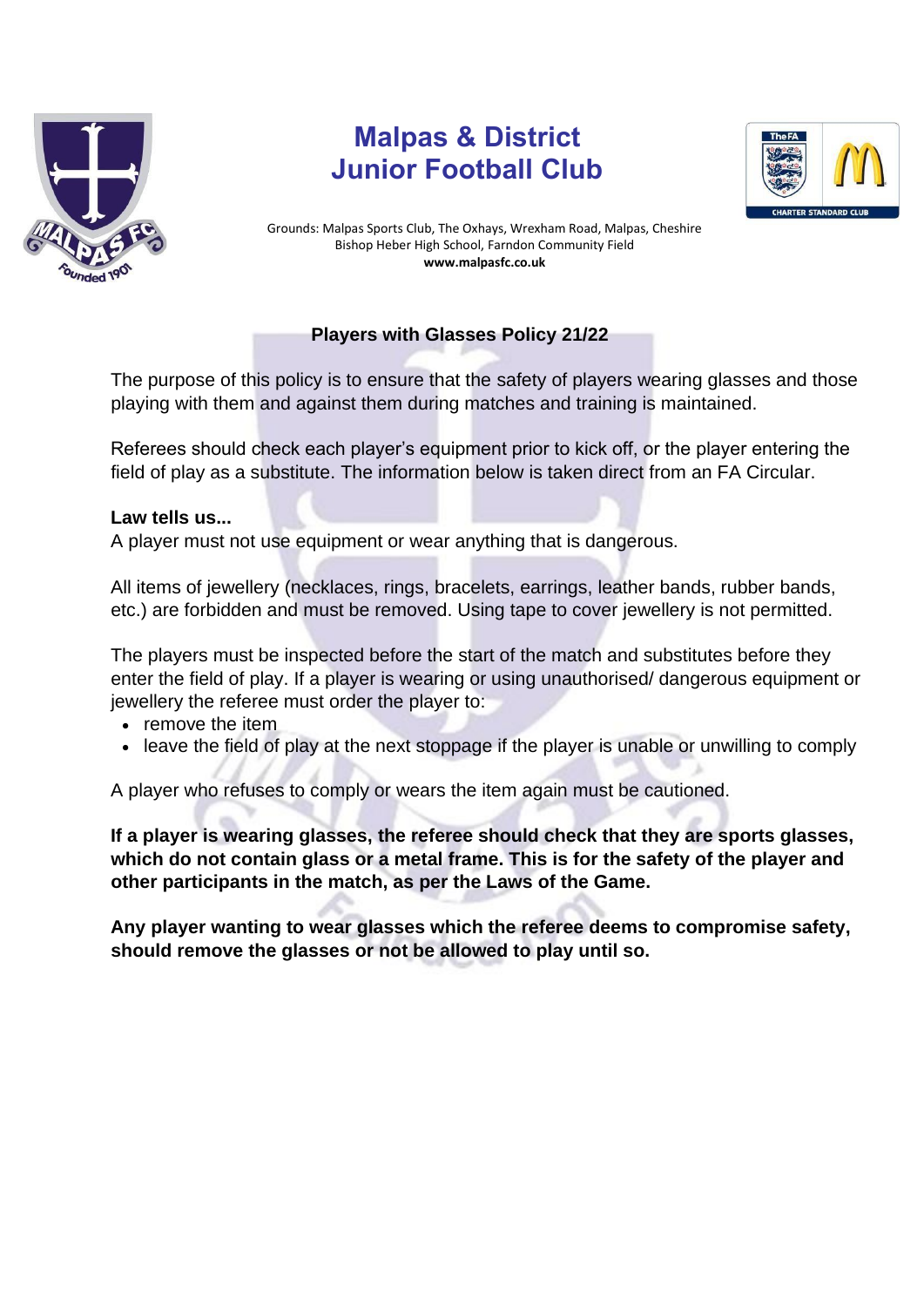# Malpas & District Junior Football Club

Grounds: Malpas Sports Club, The Oxhays, Wrexham Road, Malpas, Cheshire
Bishop Heber High School, Farndon Community Field
**www.malpasfc.co.uk**

## Players with Glasses Policy 21/22

The purpose of this policy is to ensure that the safety of players wearing glasses and those playing with them and against them during matches and training is maintained.

Referees should check each player's equipment prior to kick off, or the player entering the field of play as a substitute. The information below is taken direct from an FA Circular.

**Law tells us...**

A player must not use equipment or wear anything that is dangerous.

All items of jewellery (necklaces, rings, bracelets, earrings, leather bands, rubber bands, etc.) are forbidden and must be removed. Using tape to cover jewellery is not permitted.

The players must be inspected before the start of the match and substitutes before they enter the field of play. If a player is wearing or using unauthorised/ dangerous equipment or jewellery the referee must order the player to:

- remove the item
- leave the field of play at the next stoppage if the player is unable or unwilling to comply

A player who refuses to comply or wears the item again must be cautioned.

**If a player is wearing glasses, the referee should check that they are sports glasses, which do not contain glass or a metal frame. This is for the safety of the player and other participants in the match, as per the Laws of the Game.**

**Any player wanting to wear glasses which the referee deems to compromise safety, should remove the glasses or not be allowed to play until so.**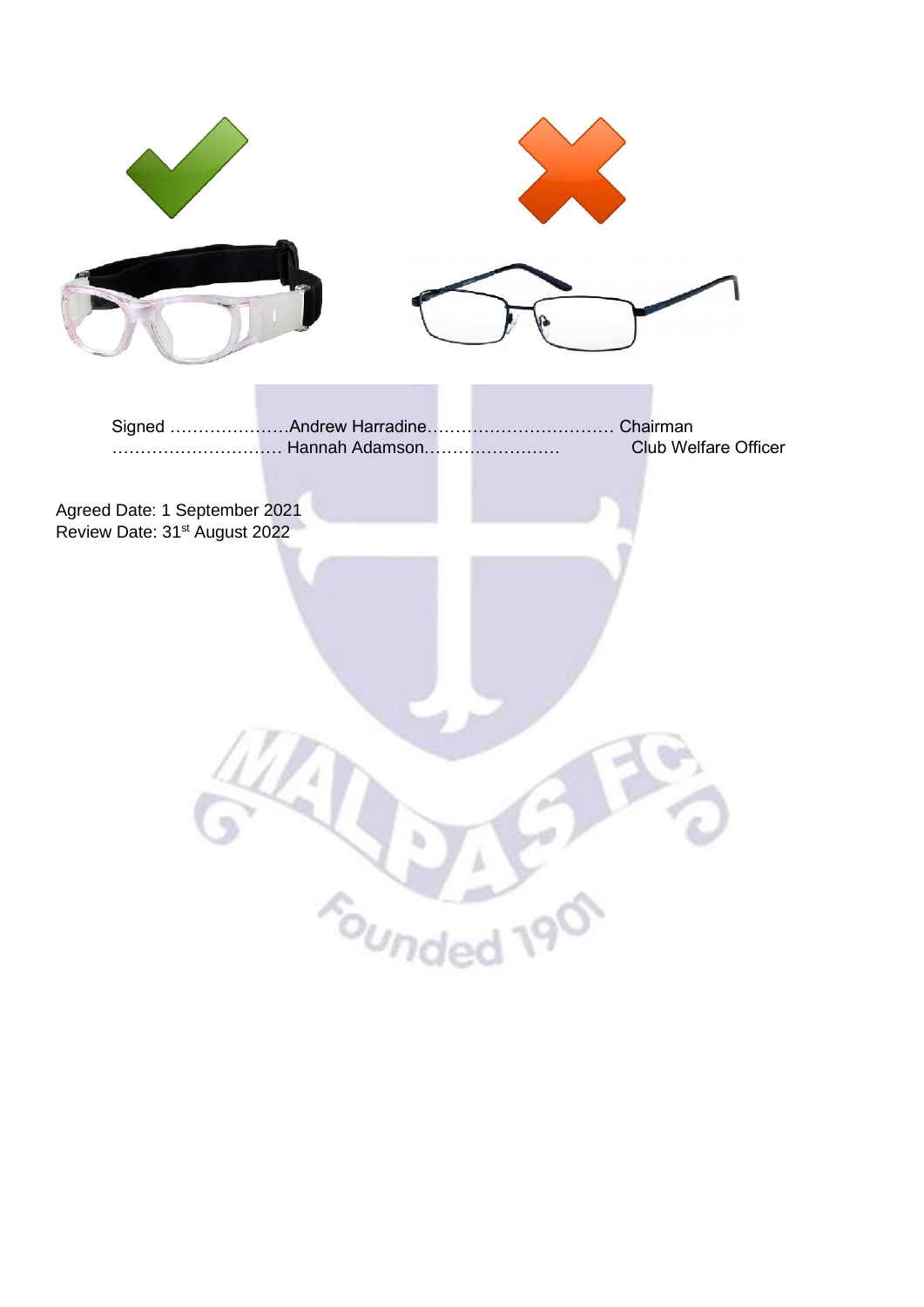Signed …………………Andrew Harradine…………………………… Chairman
………………………… Hannah Adamson…………………… Club Welfare Officer

Agreed Date: 1 September 2021
Review Date: 31st August 2022